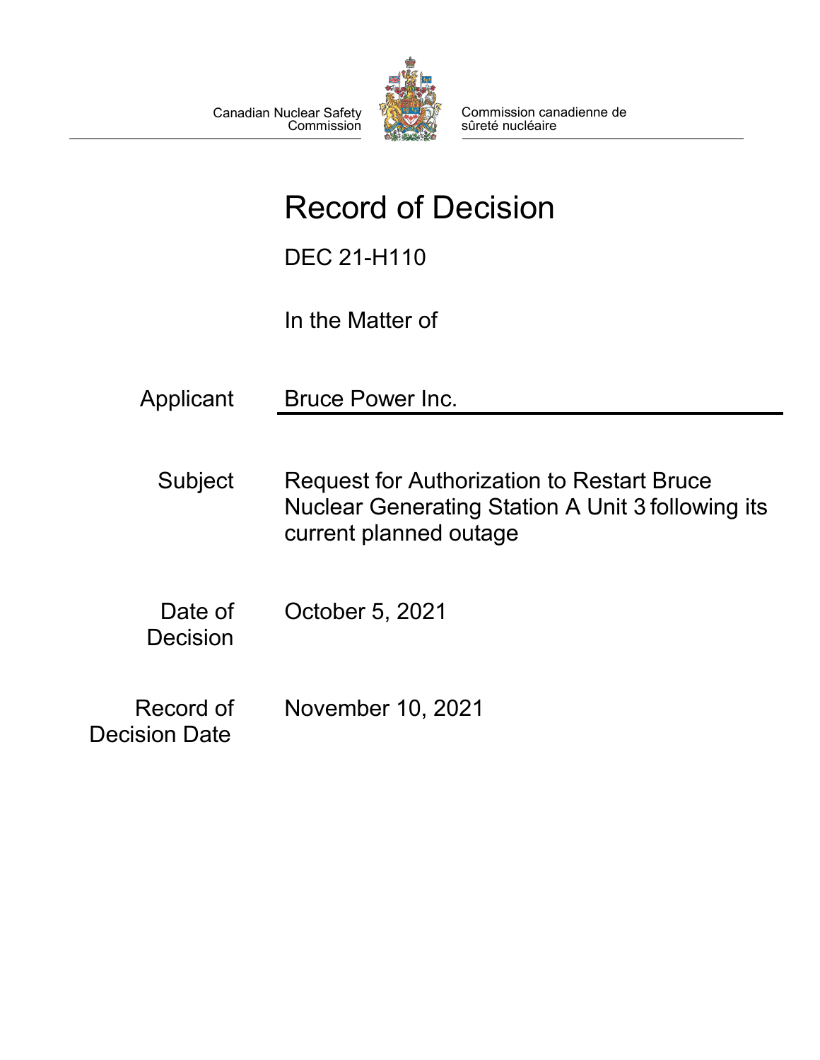Canadian Nuclear Safety Commission

Commission canadienne de sûreté nucléaire

# Record of Decision

DEC 21-H110

In the Matter of

| | |
|---|---|
| Applicant | Bruce Power Inc. |
| Subject | Request for Authorization to Restart Bruce Nuclear Generating Station A Unit 3 following its current planned outage |
| Date of Decision | October 5, 2021 |
| Record of Decision Date | November 10, 2021 |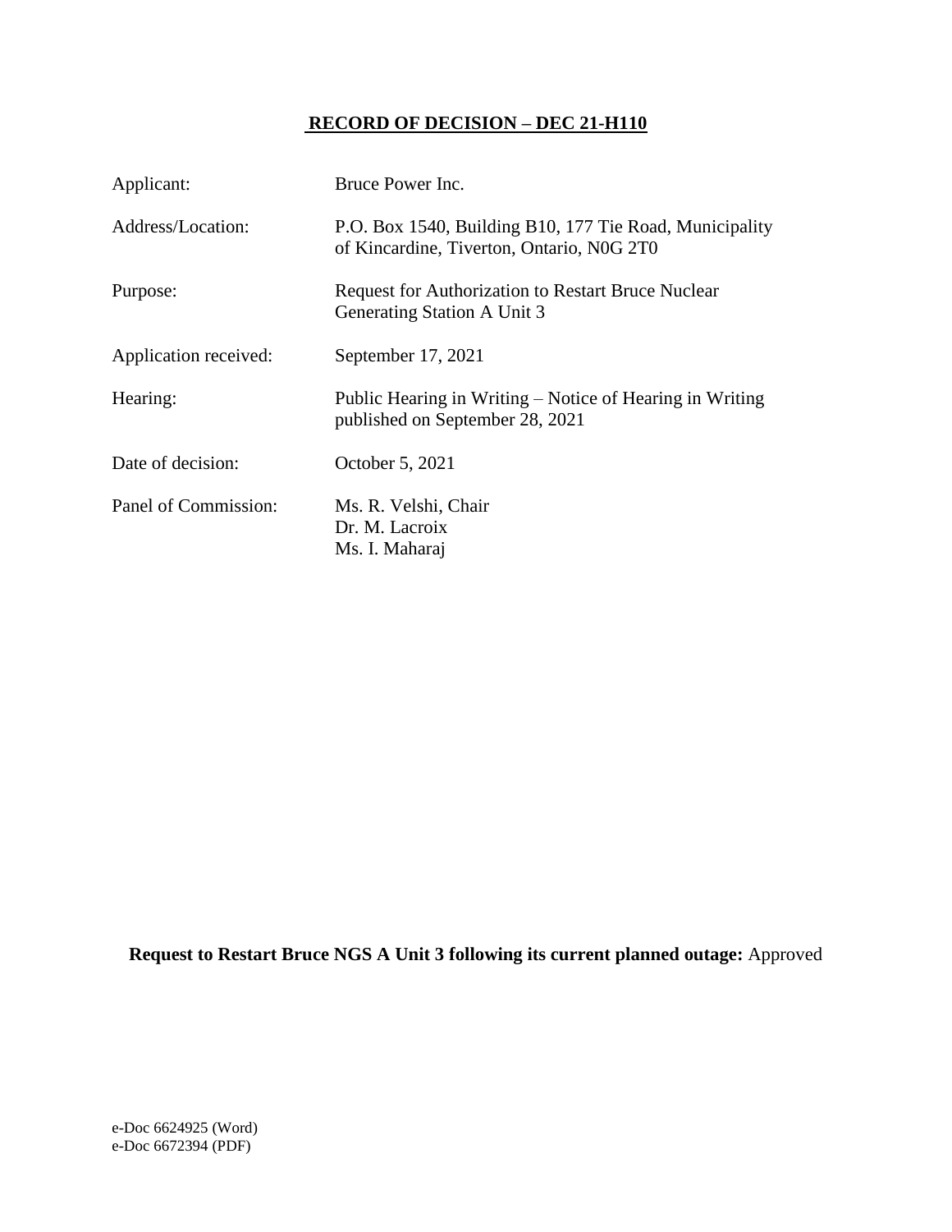# **RECORD OF DECISION – DEC 21-H110**

| | |
|---|---|
| Applicant: | Bruce Power Inc. |
| Address/Location: | P.O. Box 1540, Building B10, 177 Tie Road, Municipality of Kincardine, Tiverton, Ontario, N0G 2T0 |
| Purpose: | Request for Authorization to Restart Bruce Nuclear Generating Station A Unit 3 |
| Application received: | September 17, 2021 |
| Hearing: | Public Hearing in Writing – Notice of Hearing in Writing published on September 28, 2021 |
| Date of decision: | October 5, 2021 |
| Panel of Commission: | Ms. R. Velshi, Chair<br>Dr. M. Lacroix<br>Ms. I. Maharaj |

**Request to Restart Bruce NGS A Unit 3 following its current planned outage:** Approved

e-Doc 6624925 (Word)
e-Doc 6672394 (PDF)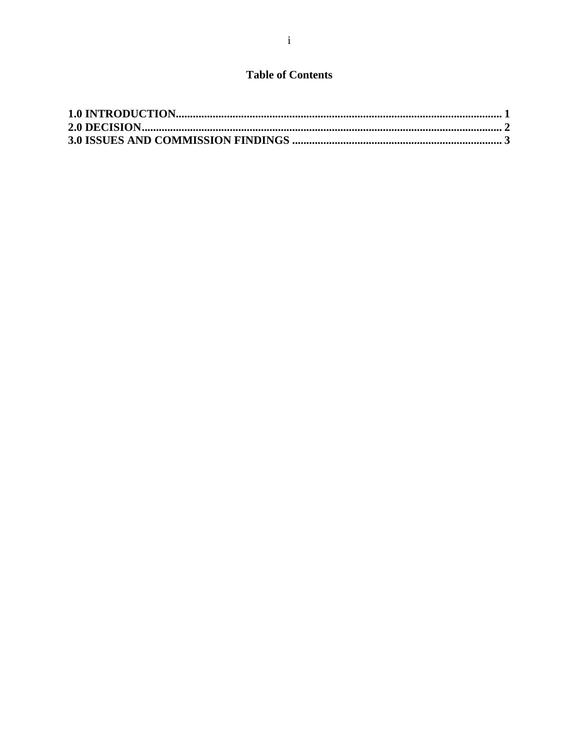# Table of Contents

**1.0 INTRODUCTION............................................................................................................... 1**
**2.0 DECISION......................................................................................................................... 2**
**3.0 ISSUES AND COMMISSION FINDINGS ....................................................................... 3**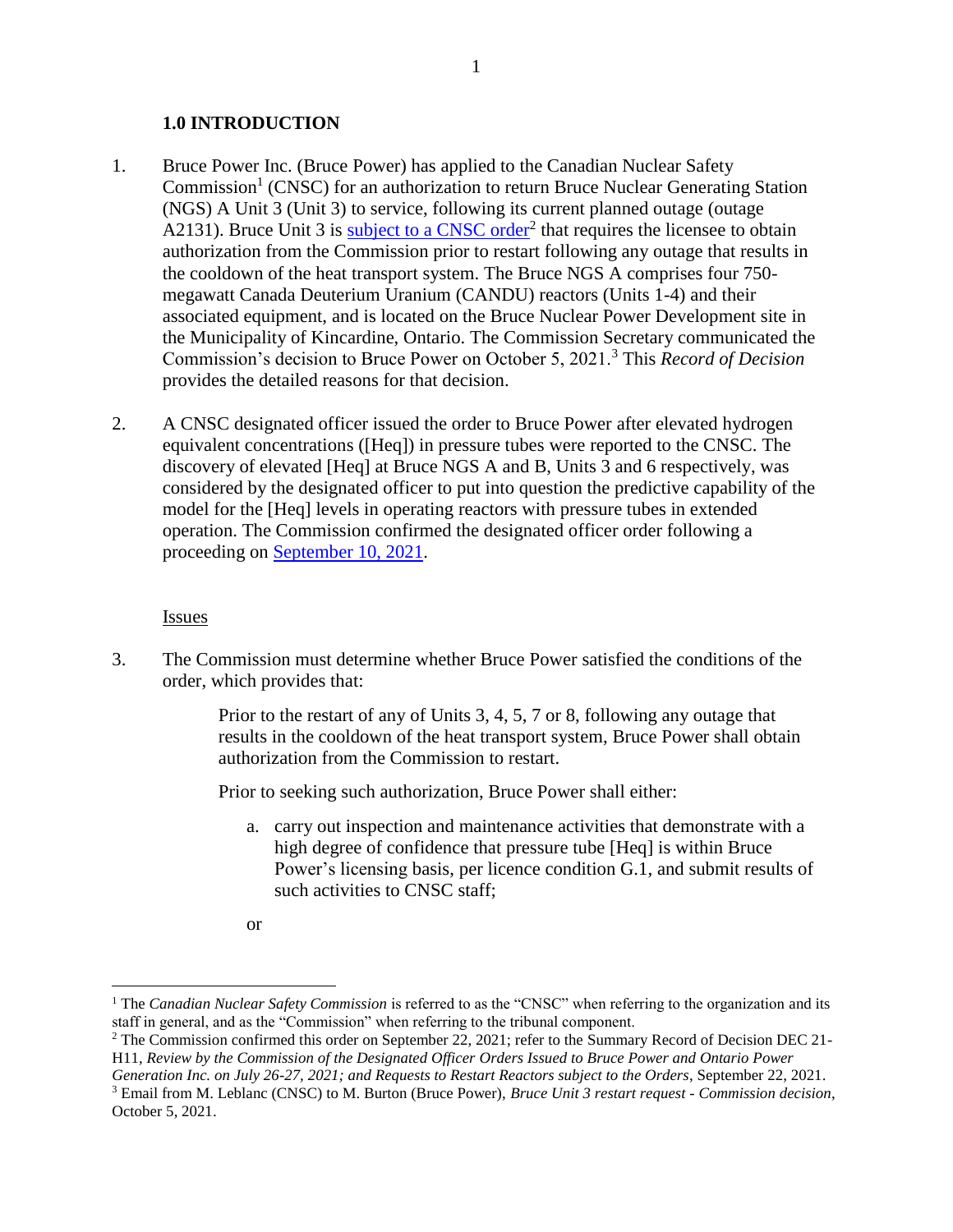## 1.0 INTRODUCTION

1. Bruce Power Inc. (Bruce Power) has applied to the Canadian Nuclear Safety Commission[1] (CNSC) for an authorization to return Bruce Nuclear Generating Station (NGS) A Unit 3 (Unit 3) to service, following its current planned outage (outage A2131). Bruce Unit 3 is subject to a CNSC order[2] that requires the licensee to obtain authorization from the Commission prior to restart following any outage that results in the cooldown of the heat transport system. The Bruce NGS A comprises four 750-megawatt Canada Deuterium Uranium (CANDU) reactors (Units 1-4) and their associated equipment, and is located on the Bruce Nuclear Power Development site in the Municipality of Kincardine, Ontario. The Commission Secretary communicated the Commission's decision to Bruce Power on October 5, 2021.[3] This *Record of Decision* provides the detailed reasons for that decision.

2. A CNSC designated officer issued the order to Bruce Power after elevated hydrogen equivalent concentrations ([Heq]) in pressure tubes were reported to the CNSC. The discovery of elevated [Heq] at Bruce NGS A and B, Units 3 and 6 respectively, was considered by the designated officer to put into question the predictive capability of the model for the [Heq] levels in operating reactors with pressure tubes in extended operation. The Commission confirmed the designated officer order following a proceeding on September 10, 2021.

### Issues

3. The Commission must determine whether Bruce Power satisfied the conditions of the order, which provides that:

   > Prior to the restart of any of Units 3, 4, 5, 7 or 8, following any outage that results in the cooldown of the heat transport system, Bruce Power shall obtain authorization from the Commission to restart.
   >
   > Prior to seeking such authorization, Bruce Power shall either:
   >
   > a. carry out inspection and maintenance activities that demonstrate with a high degree of confidence that pressure tube [Heq] is within Bruce Power's licensing basis, per licence condition G.1, and submit results of such activities to CNSC staff;
   >
   > or

---

[1] The *Canadian Nuclear Safety Commission* is referred to as the "CNSC" when referring to the organization and its staff in general, and as the "Commission" when referring to the tribunal component.

[2] The Commission confirmed this order on September 22, 2021; refer to the Summary Record of Decision DEC 21-H11, *Review by the Commission of the Designated Officer Orders Issued to Bruce Power and Ontario Power Generation Inc. on July 26-27, 2021; and Requests to Restart Reactors subject to the Orders*, September 22, 2021.

[3] Email from M. Leblanc (CNSC) to M. Burton (Bruce Power), *Bruce Unit 3 restart request - Commission decision*, October 5, 2021.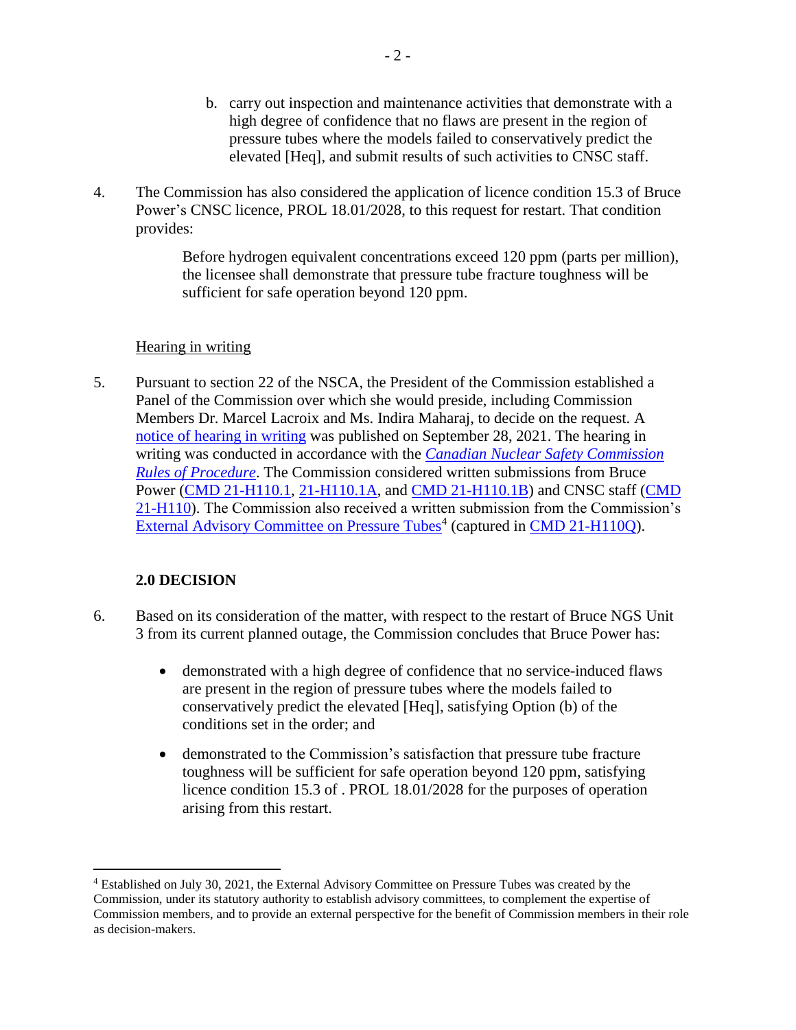b. carry out inspection and maintenance activities that demonstrate with a high degree of confidence that no flaws are present in the region of pressure tubes where the models failed to conservatively predict the elevated [Heq], and submit results of such activities to CNSC staff.

4. The Commission has also considered the application of licence condition 15.3 of Bruce Power's CNSC licence, PROL 18.01/2028, to this request for restart. That condition provides:

> Before hydrogen equivalent concentrations exceed 120 ppm (parts per million), the licensee shall demonstrate that pressure tube fracture toughness will be sufficient for safe operation beyond 120 ppm.

Hearing in writing

5. Pursuant to section 22 of the NSCA, the President of the Commission established a Panel of the Commission over which she would preside, including Commission Members Dr. Marcel Lacroix and Ms. Indira Maharaj, to decide on the request. A notice of hearing in writing was published on September 28, 2021. The hearing in writing was conducted in accordance with the *Canadian Nuclear Safety Commission Rules of Procedure*. The Commission considered written submissions from Bruce Power (CMD 21-H110.1, 21-H110.1A, and CMD 21-H110.1B) and CNSC staff (CMD 21-H110). The Commission also received a written submission from the Commission's External Advisory Committee on Pressure Tubes[4] (captured in CMD 21-H110Q).

## 2.0 DECISION

6. Based on its consideration of the matter, with respect to the restart of Bruce NGS Unit 3 from its current planned outage, the Commission concludes that Bruce Power has:

- demonstrated with a high degree of confidence that no service-induced flaws are present in the region of pressure tubes where the models failed to conservatively predict the elevated [Heq], satisfying Option (b) of the conditions set in the order; and
- demonstrated to the Commission's satisfaction that pressure tube fracture toughness will be sufficient for safe operation beyond 120 ppm, satisfying licence condition 15.3 of . PROL 18.01/2028 for the purposes of operation arising from this restart.

[4] Established on July 30, 2021, the External Advisory Committee on Pressure Tubes was created by the Commission, under its statutory authority to establish advisory committees, to complement the expertise of Commission members, and to provide an external perspective for the benefit of Commission members in their role as decision-makers.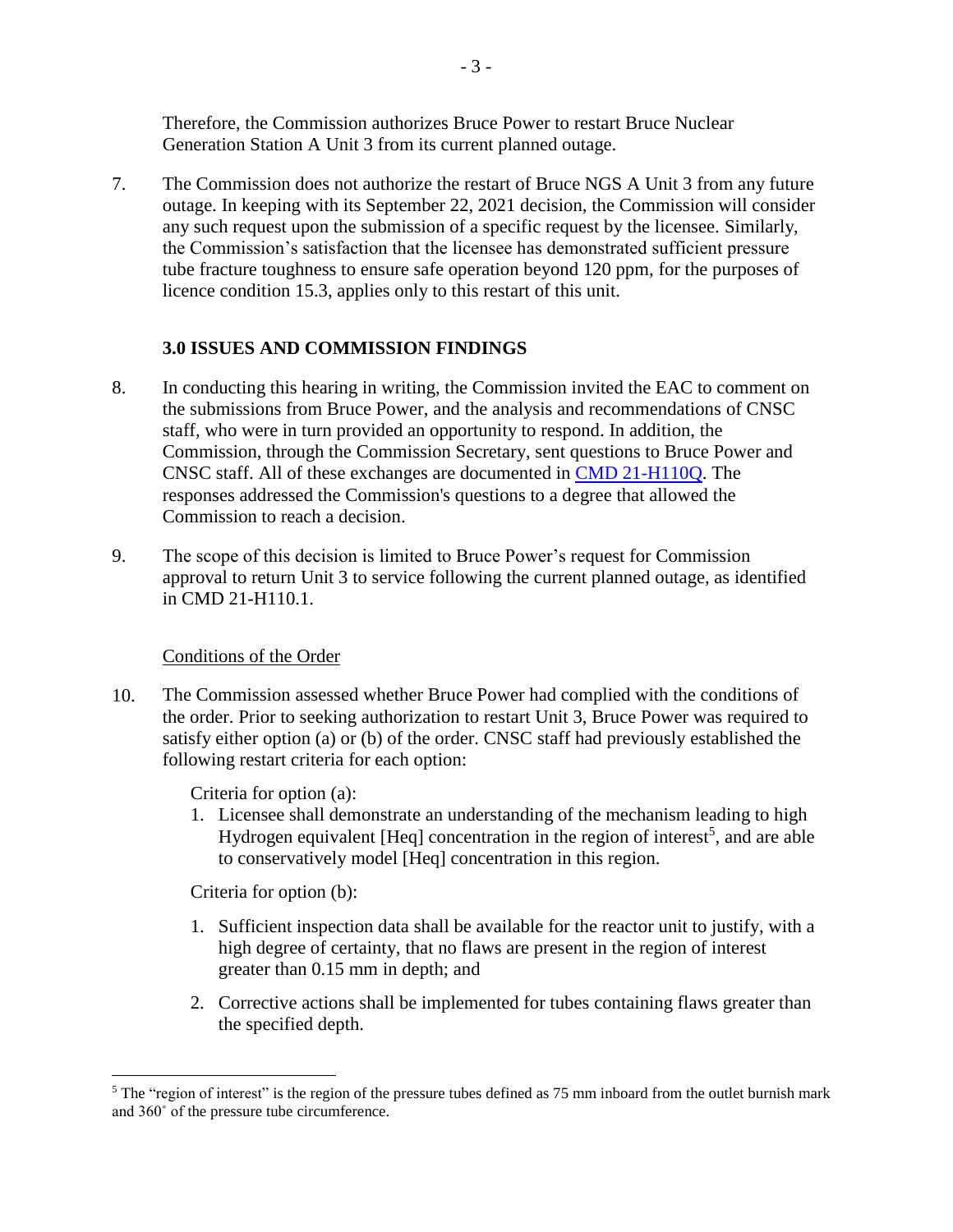Therefore, the Commission authorizes Bruce Power to restart Bruce Nuclear Generation Station A Unit 3 from its current planned outage.

7. The Commission does not authorize the restart of Bruce NGS A Unit 3 from any future outage. In keeping with its September 22, 2021 decision, the Commission will consider any such request upon the submission of a specific request by the licensee. Similarly, the Commission's satisfaction that the licensee has demonstrated sufficient pressure tube fracture toughness to ensure safe operation beyond 120 ppm, for the purposes of licence condition 15.3, applies only to this restart of this unit.

## 3.0 ISSUES AND COMMISSION FINDINGS

8. In conducting this hearing in writing, the Commission invited the EAC to comment on the submissions from Bruce Power, and the analysis and recommendations of CNSC staff, who were in turn provided an opportunity to respond. In addition, the Commission, through the Commission Secretary, sent questions to Bruce Power and CNSC staff. All of these exchanges are documented in CMD 21-H110Q. The responses addressed the Commission's questions to a degree that allowed the Commission to reach a decision.

9. The scope of this decision is limited to Bruce Power's request for Commission approval to return Unit 3 to service following the current planned outage, as identified in CMD 21-H110.1.

### Conditions of the Order

10. The Commission assessed whether Bruce Power had complied with the conditions of the order. Prior to seeking authorization to restart Unit 3, Bruce Power was required to satisfy either option (a) or (b) of the order. CNSC staff had previously established the following restart criteria for each option:

   Criteria for option (a):

   1. Licensee shall demonstrate an understanding of the mechanism leading to high Hydrogen equivalent [Heq] concentration in the region of interest[5], and are able to conservatively model [Heq] concentration in this region.

   Criteria for option (b):

   1. Sufficient inspection data shall be available for the reactor unit to justify, with a high degree of certainty, that no flaws are present in the region of interest greater than 0.15 mm in depth; and

   2. Corrective actions shall be implemented for tubes containing flaws greater than the specified depth.

[5] The "region of interest" is the region of the pressure tubes defined as 75 mm inboard from the outlet burnish mark and 360˚ of the pressure tube circumference.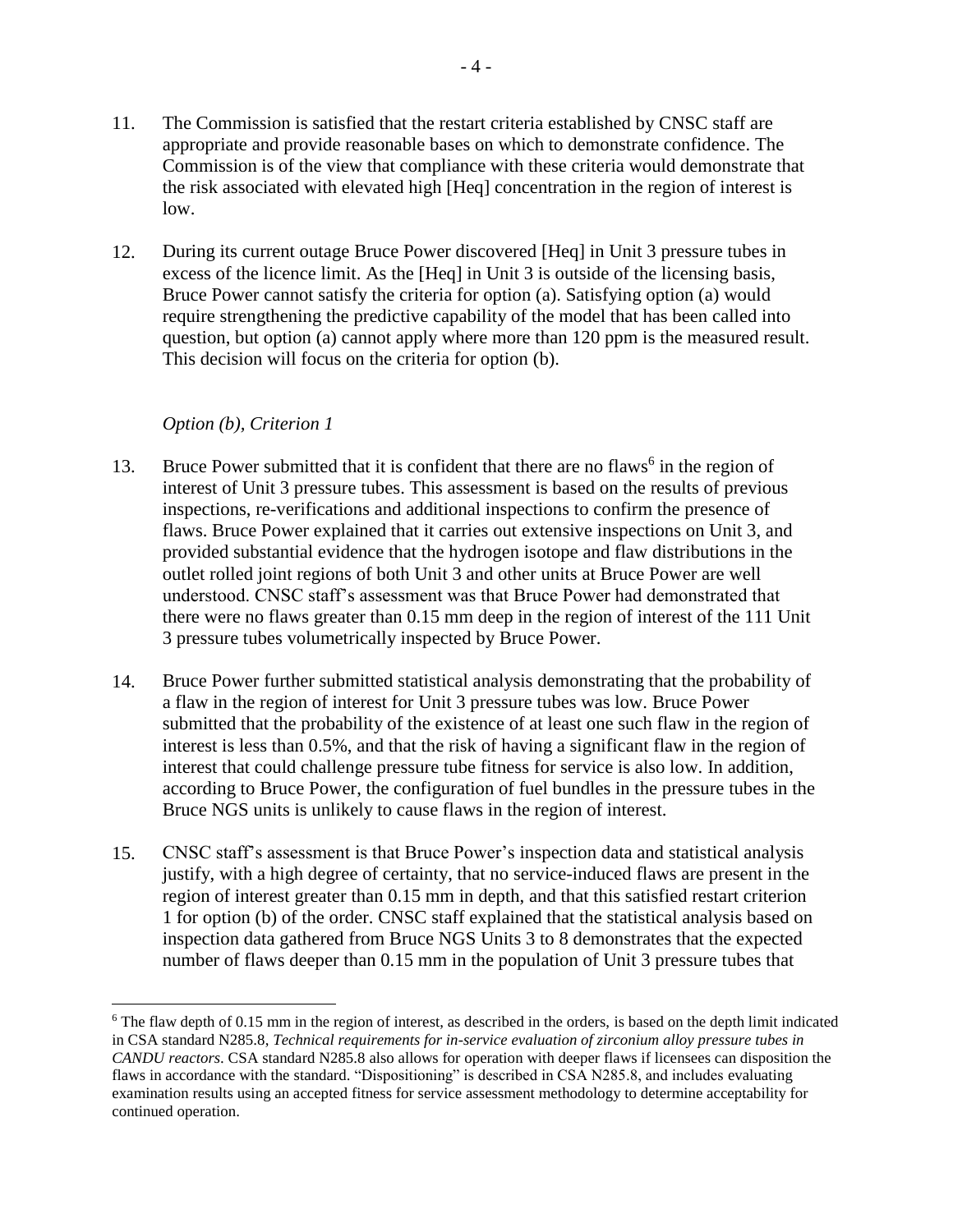11. The Commission is satisfied that the restart criteria established by CNSC staff are appropriate and provide reasonable bases on which to demonstrate confidence. The Commission is of the view that compliance with these criteria would demonstrate that the risk associated with elevated high [Heq] concentration in the region of interest is low.

12. During its current outage Bruce Power discovered [Heq] in Unit 3 pressure tubes in excess of the licence limit. As the [Heq] in Unit 3 is outside of the licensing basis, Bruce Power cannot satisfy the criteria for option (a). Satisfying option (a) would require strengthening the predictive capability of the model that has been called into question, but option (a) cannot apply where more than 120 ppm is the measured result. This decision will focus on the criteria for option (b).

*Option (b), Criterion 1*

13. Bruce Power submitted that it is confident that there are no flaws[6] in the region of interest of Unit 3 pressure tubes. This assessment is based on the results of previous inspections, re-verifications and additional inspections to confirm the presence of flaws. Bruce Power explained that it carries out extensive inspections on Unit 3, and provided substantial evidence that the hydrogen isotope and flaw distributions in the outlet rolled joint regions of both Unit 3 and other units at Bruce Power are well understood. CNSC staff's assessment was that Bruce Power had demonstrated that there were no flaws greater than 0.15 mm deep in the region of interest of the 111 Unit 3 pressure tubes volumetrically inspected by Bruce Power.

14. Bruce Power further submitted statistical analysis demonstrating that the probability of a flaw in the region of interest for Unit 3 pressure tubes was low. Bruce Power submitted that the probability of the existence of at least one such flaw in the region of interest is less than 0.5%, and that the risk of having a significant flaw in the region of interest that could challenge pressure tube fitness for service is also low. In addition, according to Bruce Power, the configuration of fuel bundles in the pressure tubes in the Bruce NGS units is unlikely to cause flaws in the region of interest.

15. CNSC staff's assessment is that Bruce Power's inspection data and statistical analysis justify, with a high degree of certainty, that no service-induced flaws are present in the region of interest greater than 0.15 mm in depth, and that this satisfied restart criterion 1 for option (b) of the order. CNSC staff explained that the statistical analysis based on inspection data gathered from Bruce NGS Units 3 to 8 demonstrates that the expected number of flaws deeper than 0.15 mm in the population of Unit 3 pressure tubes that

---

[6] The flaw depth of 0.15 mm in the region of interest, as described in the orders, is based on the depth limit indicated in CSA standard N285.8, *Technical requirements for in-service evaluation of zirconium alloy pressure tubes in CANDU reactors*. CSA standard N285.8 also allows for operation with deeper flaws if licensees can disposition the flaws in accordance with the standard. "Dispositioning" is described in CSA N285.8, and includes evaluating examination results using an accepted fitness for service assessment methodology to determine acceptability for continued operation.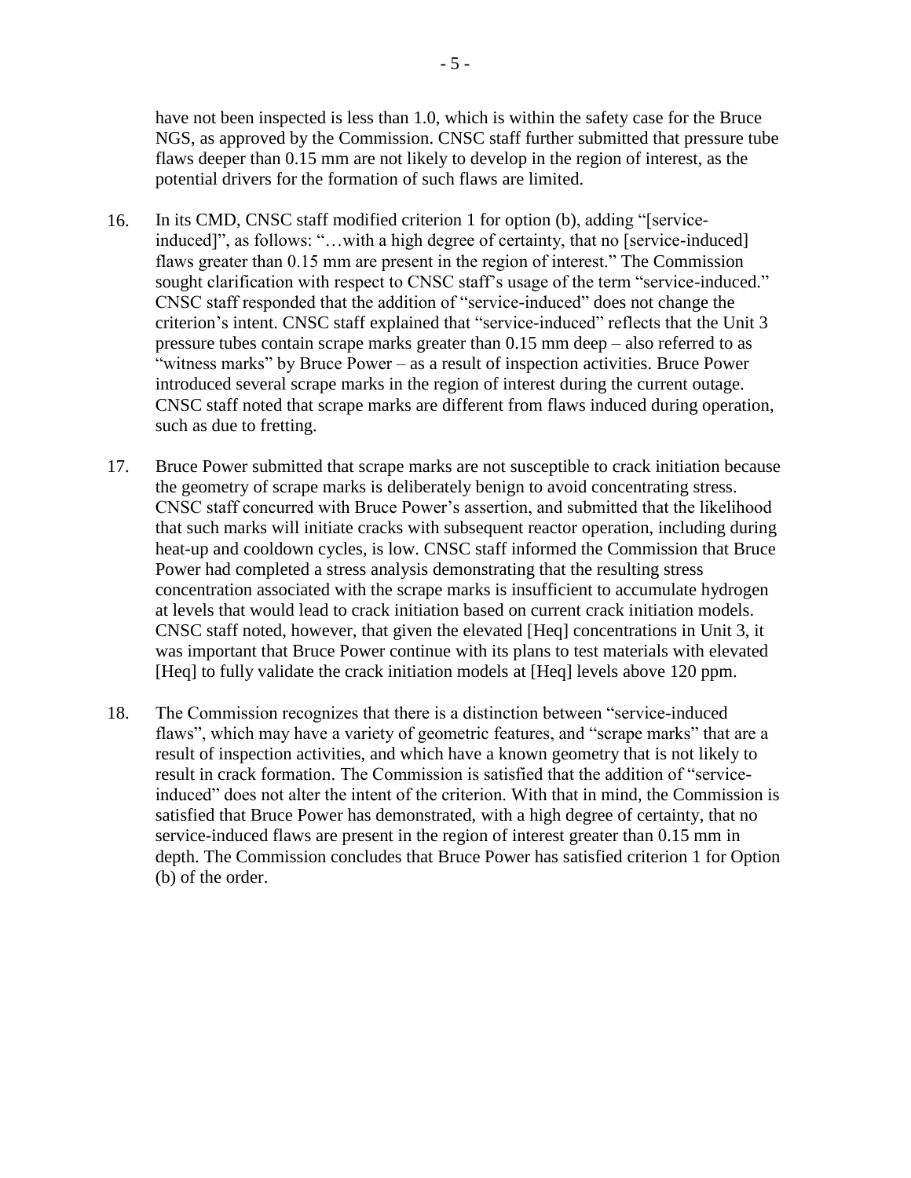have not been inspected is less than 1.0, which is within the safety case for the Bruce NGS, as approved by the Commission. CNSC staff further submitted that pressure tube flaws deeper than 0.15 mm are not likely to develop in the region of interest, as the potential drivers for the formation of such flaws are limited.

16. In its CMD, CNSC staff modified criterion 1 for option (b), adding "[service-induced]", as follows: "…with a high degree of certainty, that no [service-induced] flaws greater than 0.15 mm are present in the region of interest." The Commission sought clarification with respect to CNSC staff's usage of the term "service-induced." CNSC staff responded that the addition of "service-induced" does not change the criterion's intent. CNSC staff explained that "service-induced" reflects that the Unit 3 pressure tubes contain scrape marks greater than 0.15 mm deep – also referred to as "witness marks" by Bruce Power – as a result of inspection activities. Bruce Power introduced several scrape marks in the region of interest during the current outage. CNSC staff noted that scrape marks are different from flaws induced during operation, such as due to fretting.

17. Bruce Power submitted that scrape marks are not susceptible to crack initiation because the geometry of scrape marks is deliberately benign to avoid concentrating stress. CNSC staff concurred with Bruce Power's assertion, and submitted that the likelihood that such marks will initiate cracks with subsequent reactor operation, including during heat-up and cooldown cycles, is low. CNSC staff informed the Commission that Bruce Power had completed a stress analysis demonstrating that the resulting stress concentration associated with the scrape marks is insufficient to accumulate hydrogen at levels that would lead to crack initiation based on current crack initiation models. CNSC staff noted, however, that given the elevated [Heq] concentrations in Unit 3, it was important that Bruce Power continue with its plans to test materials with elevated [Heq] to fully validate the crack initiation models at [Heq] levels above 120 ppm.

18. The Commission recognizes that there is a distinction between "service-induced flaws", which may have a variety of geometric features, and "scrape marks" that are a result of inspection activities, and which have a known geometry that is not likely to result in crack formation. The Commission is satisfied that the addition of "service-induced" does not alter the intent of the criterion. With that in mind, the Commission is satisfied that Bruce Power has demonstrated, with a high degree of certainty, that no service-induced flaws are present in the region of interest greater than 0.15 mm in depth. The Commission concludes that Bruce Power has satisfied criterion 1 for Option (b) of the order.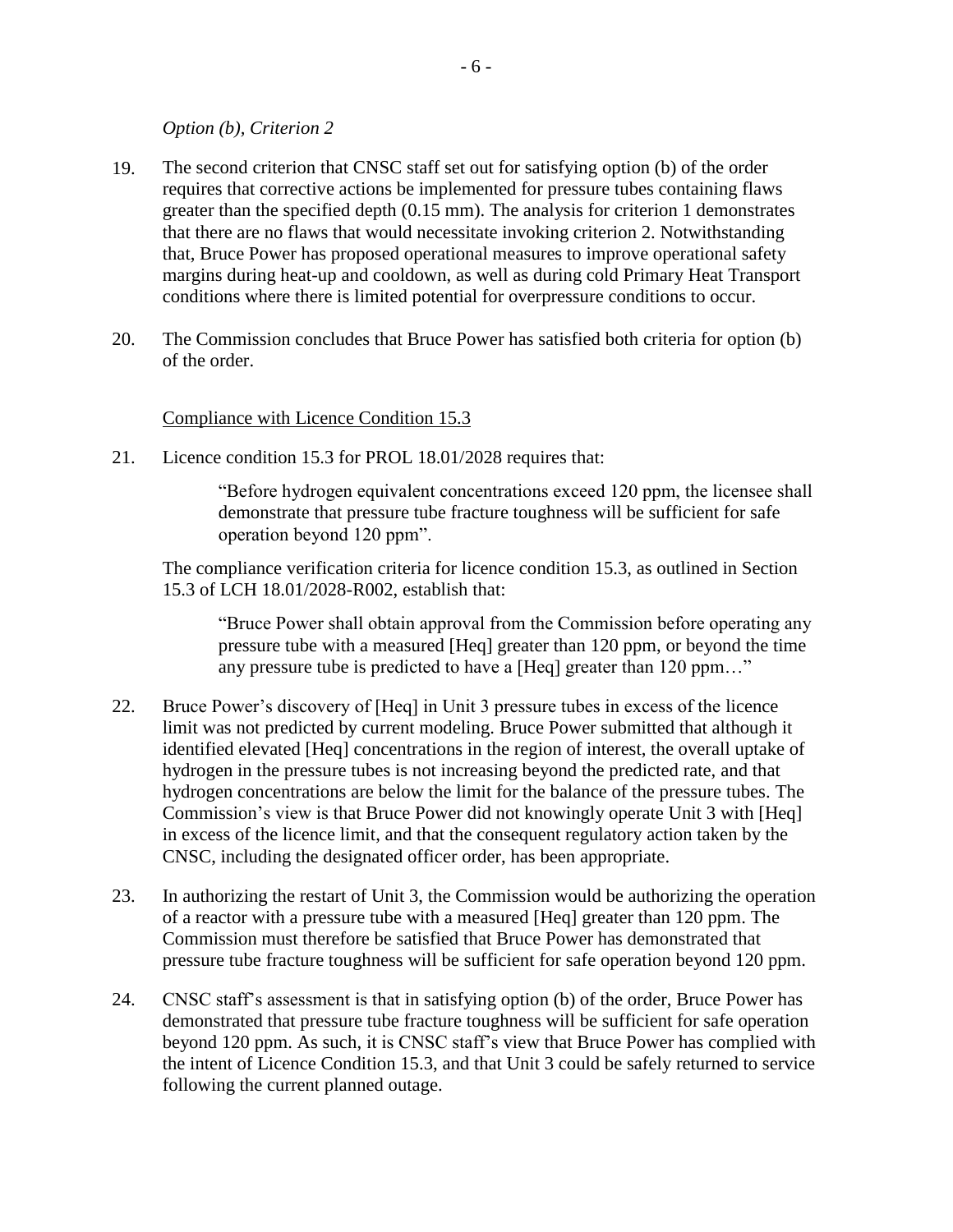*Option (b), Criterion 2*

19. The second criterion that CNSC staff set out for satisfying option (b) of the order requires that corrective actions be implemented for pressure tubes containing flaws greater than the specified depth (0.15 mm). The analysis for criterion 1 demonstrates that there are no flaws that would necessitate invoking criterion 2. Notwithstanding that, Bruce Power has proposed operational measures to improve operational safety margins during heat-up and cooldown, as well as during cold Primary Heat Transport conditions where there is limited potential for overpressure conditions to occur.

20. The Commission concludes that Bruce Power has satisfied both criteria for option (b) of the order.

Compliance with Licence Condition 15.3

21. Licence condition 15.3 for PROL 18.01/2028 requires that:

> "Before hydrogen equivalent concentrations exceed 120 ppm, the licensee shall demonstrate that pressure tube fracture toughness will be sufficient for safe operation beyond 120 ppm".

The compliance verification criteria for licence condition 15.3, as outlined in Section 15.3 of LCH 18.01/2028-R002, establish that:

> "Bruce Power shall obtain approval from the Commission before operating any pressure tube with a measured [Heq] greater than 120 ppm, or beyond the time any pressure tube is predicted to have a [Heq] greater than 120 ppm…"

22. Bruce Power's discovery of [Heq] in Unit 3 pressure tubes in excess of the licence limit was not predicted by current modeling. Bruce Power submitted that although it identified elevated [Heq] concentrations in the region of interest, the overall uptake of hydrogen in the pressure tubes is not increasing beyond the predicted rate, and that hydrogen concentrations are below the limit for the balance of the pressure tubes. The Commission's view is that Bruce Power did not knowingly operate Unit 3 with [Heq] in excess of the licence limit, and that the consequent regulatory action taken by the CNSC, including the designated officer order, has been appropriate.

23. In authorizing the restart of Unit 3, the Commission would be authorizing the operation of a reactor with a pressure tube with a measured [Heq] greater than 120 ppm. The Commission must therefore be satisfied that Bruce Power has demonstrated that pressure tube fracture toughness will be sufficient for safe operation beyond 120 ppm.

24. CNSC staff's assessment is that in satisfying option (b) of the order, Bruce Power has demonstrated that pressure tube fracture toughness will be sufficient for safe operation beyond 120 ppm. As such, it is CNSC staff's view that Bruce Power has complied with the intent of Licence Condition 15.3, and that Unit 3 could be safely returned to service following the current planned outage.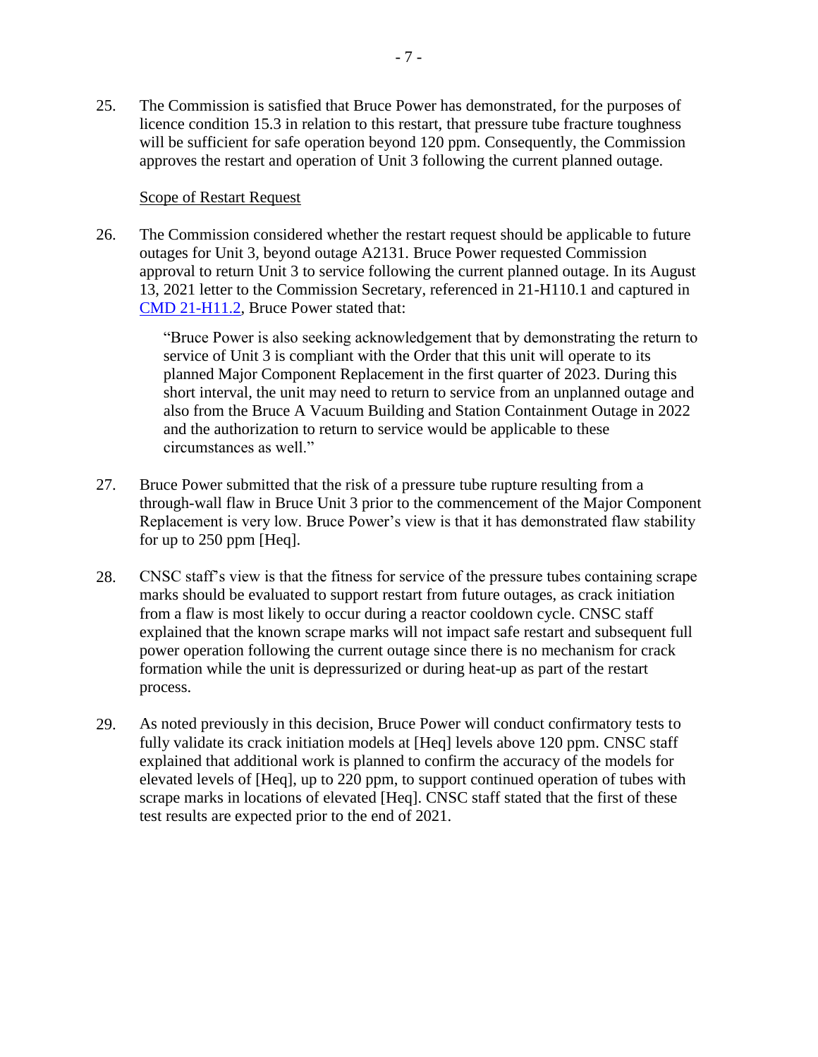25. The Commission is satisfied that Bruce Power has demonstrated, for the purposes of licence condition 15.3 in relation to this restart, that pressure tube fracture toughness will be sufficient for safe operation beyond 120 ppm. Consequently, the Commission approves the restart and operation of Unit 3 following the current planned outage.

Scope of Restart Request

26. The Commission considered whether the restart request should be applicable to future outages for Unit 3, beyond outage A2131. Bruce Power requested Commission approval to return Unit 3 to service following the current planned outage. In its August 13, 2021 letter to the Commission Secretary, referenced in 21-H110.1 and captured in CMD 21-H11.2, Bruce Power stated that:

> "Bruce Power is also seeking acknowledgement that by demonstrating the return to service of Unit 3 is compliant with the Order that this unit will operate to its planned Major Component Replacement in the first quarter of 2023. During this short interval, the unit may need to return to service from an unplanned outage and also from the Bruce A Vacuum Building and Station Containment Outage in 2022 and the authorization to return to service would be applicable to these circumstances as well."

27. Bruce Power submitted that the risk of a pressure tube rupture resulting from a through-wall flaw in Bruce Unit 3 prior to the commencement of the Major Component Replacement is very low. Bruce Power's view is that it has demonstrated flaw stability for up to 250 ppm [Heq].

28. CNSC staff's view is that the fitness for service of the pressure tubes containing scrape marks should be evaluated to support restart from future outages, as crack initiation from a flaw is most likely to occur during a reactor cooldown cycle. CNSC staff explained that the known scrape marks will not impact safe restart and subsequent full power operation following the current outage since there is no mechanism for crack formation while the unit is depressurized or during heat-up as part of the restart process.

29. As noted previously in this decision, Bruce Power will conduct confirmatory tests to fully validate its crack initiation models at [Heq] levels above 120 ppm. CNSC staff explained that additional work is planned to confirm the accuracy of the models for elevated levels of [Heq], up to 220 ppm, to support continued operation of tubes with scrape marks in locations of elevated [Heq]. CNSC staff stated that the first of these test results are expected prior to the end of 2021.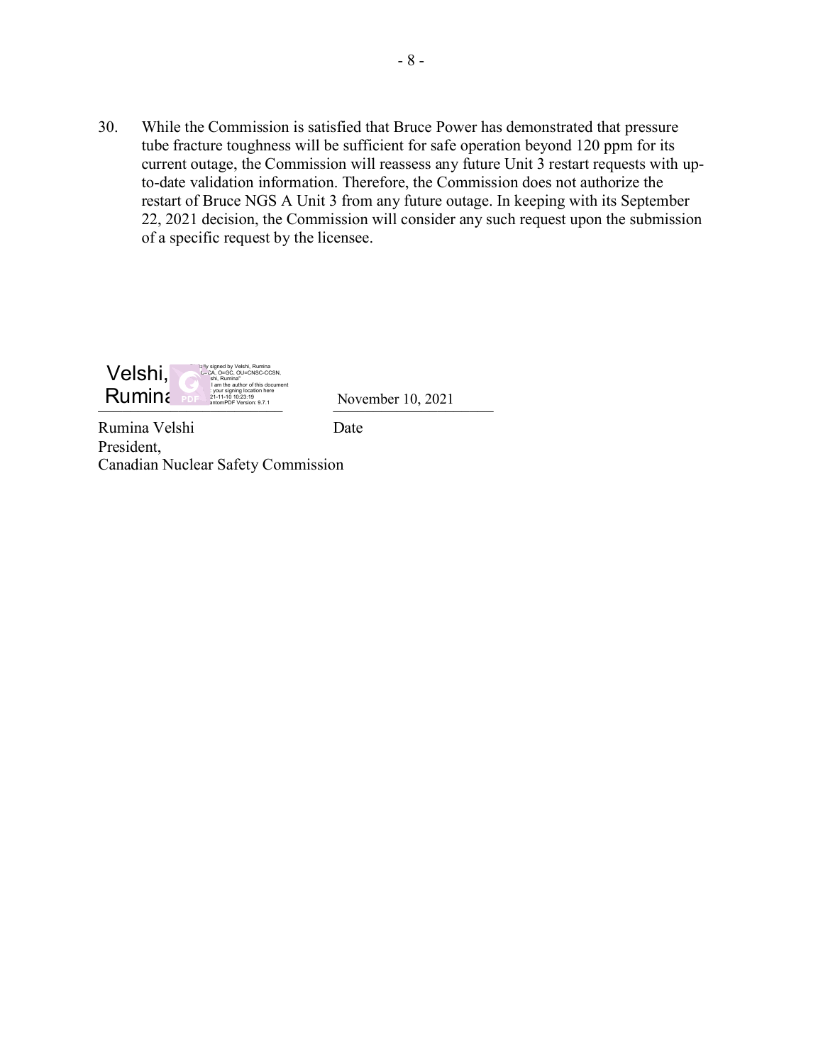30. While the Commission is satisfied that Bruce Power has demonstrated that pressure tube fracture toughness will be sufficient for safe operation beyond 120 ppm for its current outage, the Commission will reassess any future Unit 3 restart requests with up-to-date validation information. Therefore, the Commission does not authorize the restart of Bruce NGS A Unit 3 from any future outage. In keeping with its September 22, 2021 decision, the Commission will consider any such request upon the submission of a specific request by the licensee.

Velshi, Rumina

November 10, 2021

Rumina Velshi
President,
Canadian Nuclear Safety Commission

Date